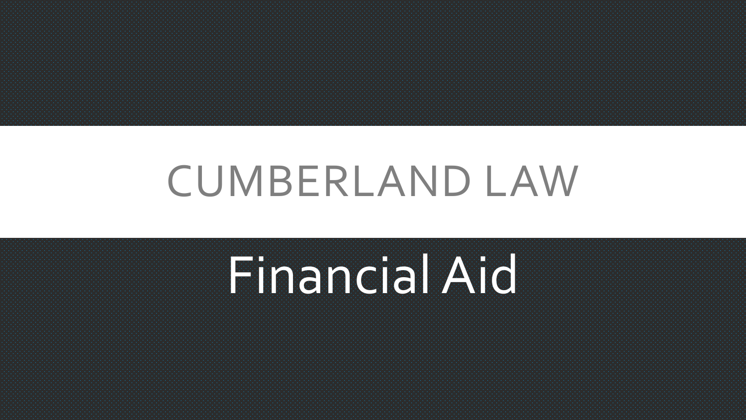# CUMBERLAND LAW

## Financial Aid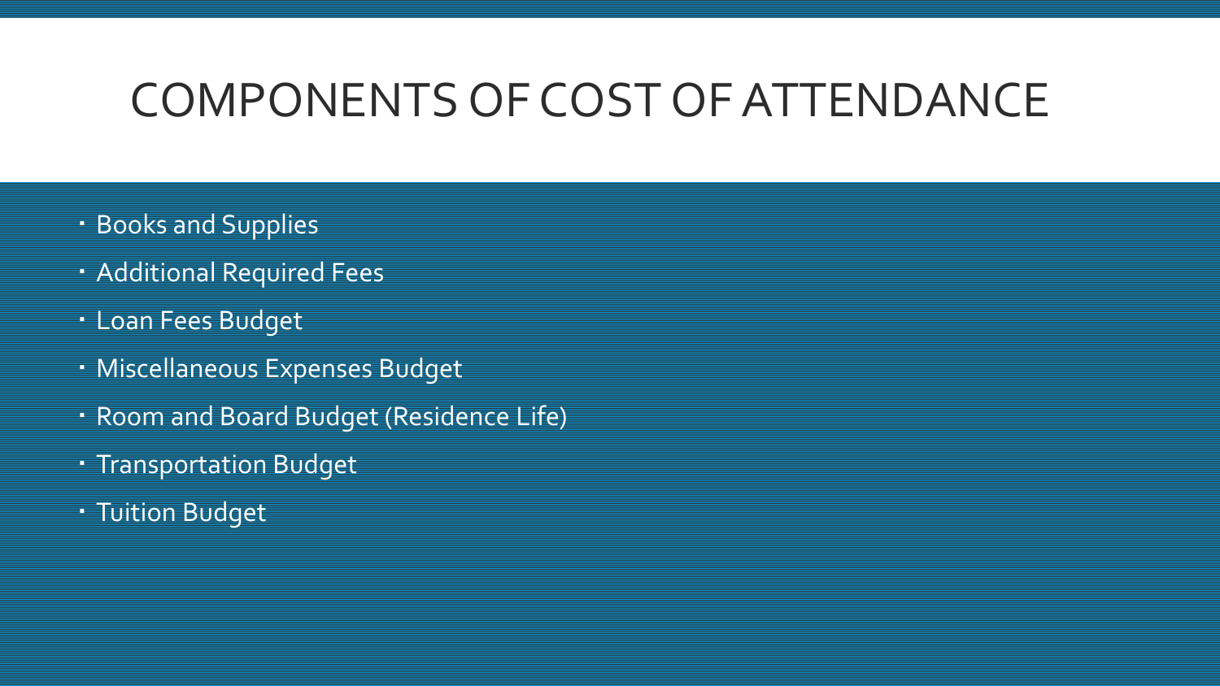# COMPONENTS OF COST OF ATTENDANCE

- Books and Supplies
- Additional Required Fees
- Loan Fees Budget
- Miscellaneous Expenses Budget
- Room and Board Budget (Residence Life)
- Transportation Budget
- Tuition Budget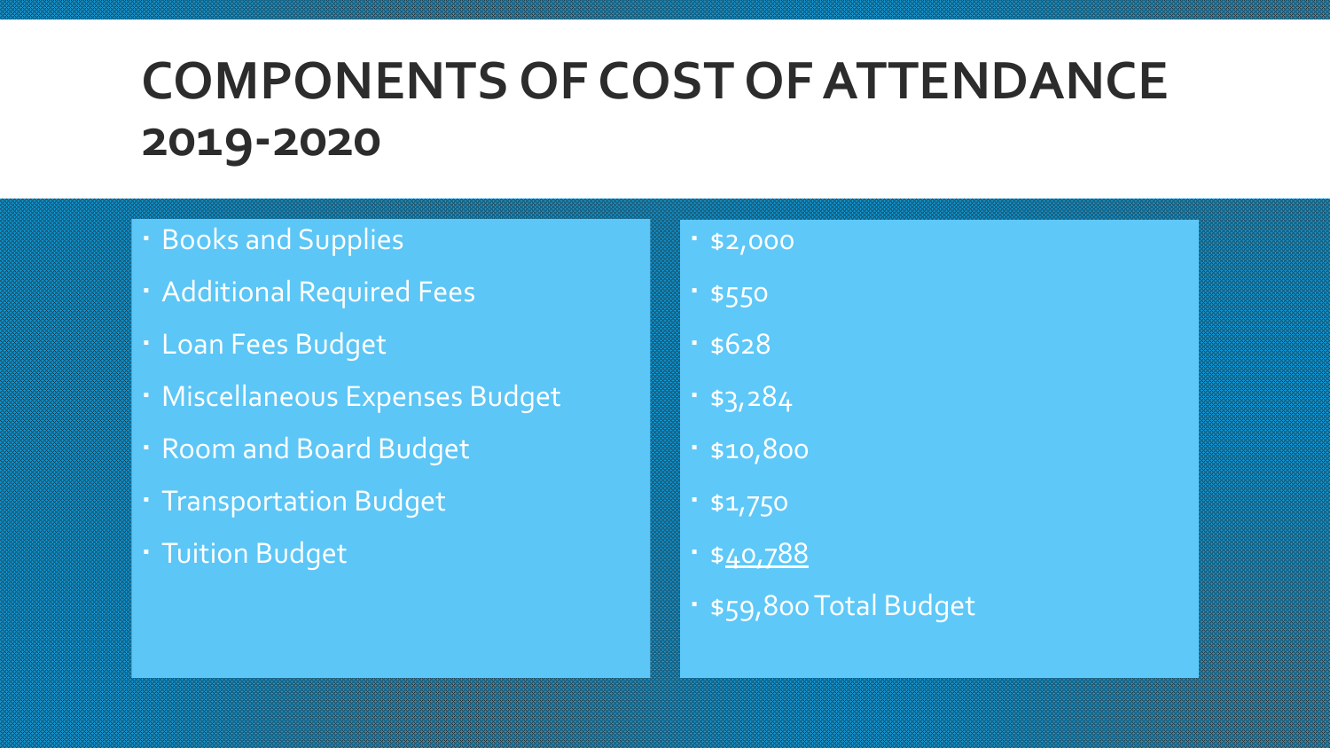# COMPONENTS OF COST OF ATTENDANCE 2019-2020

| Component | Amount |
| --- | --- |
| Books and Supplies | $2,000 |
| Additional Required Fees | $550 |
| Loan Fees Budget | $628 |
| Miscellaneous Expenses Budget | $3,284 |
| Room and Board Budget | $10,800 |
| Transportation Budget | $1,750 |
| Tuition Budget | $40,788 |
| | $59,800 Total Budget |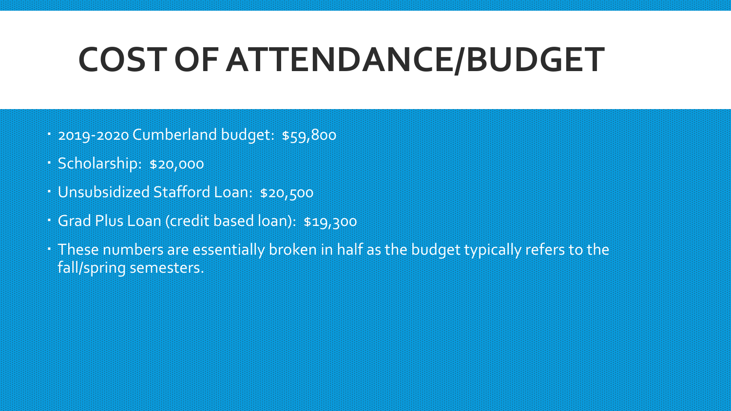# COST OF ATTENDANCE/BUDGET

- 2019-2020 Cumberland budget: $59,800
- Scholarship: $20,000
- Unsubsidized Stafford Loan: $20,500
- Grad Plus Loan (credit based loan): $19,300
- These numbers are essentially broken in half as the budget typically refers to the fall/spring semesters.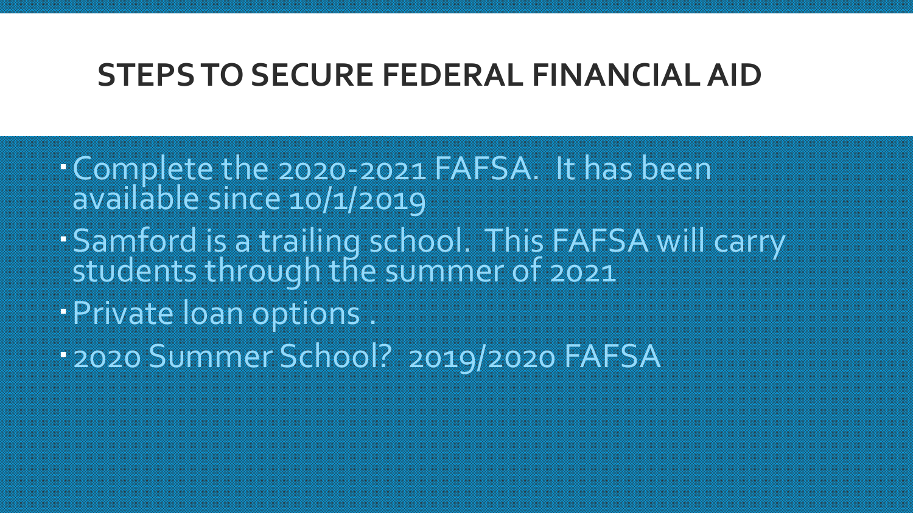# STEPS TO SECURE FEDERAL FINANCIAL AID

- Complete the 2020-2021 FAFSA. It has been available since 10/1/2019
- Samford is a trailing school. This FAFSA will carry students through the summer of 2021
- Private loan options .
- 2020 Summer School? 2019/2020 FAFSA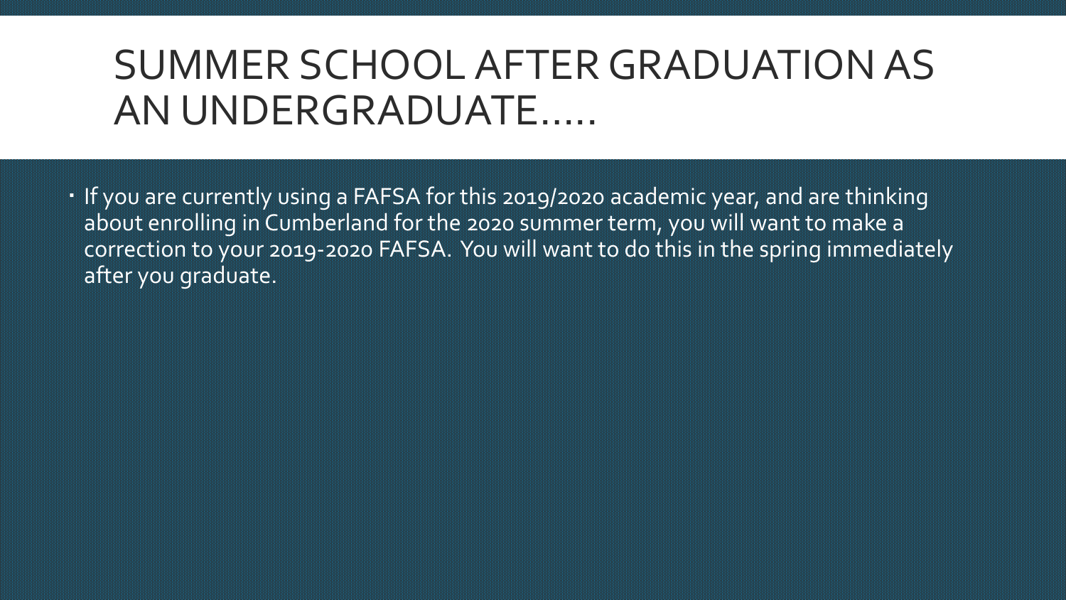# SUMMER SCHOOL AFTER GRADUATION AS AN UNDERGRADUATE…..

- If you are currently using a FAFSA for this 2019/2020 academic year, and are thinking about enrolling in Cumberland for the 2020 summer term, you will want to make a correction to your 2019-2020 FAFSA. You will want to do this in the spring immediately after you graduate.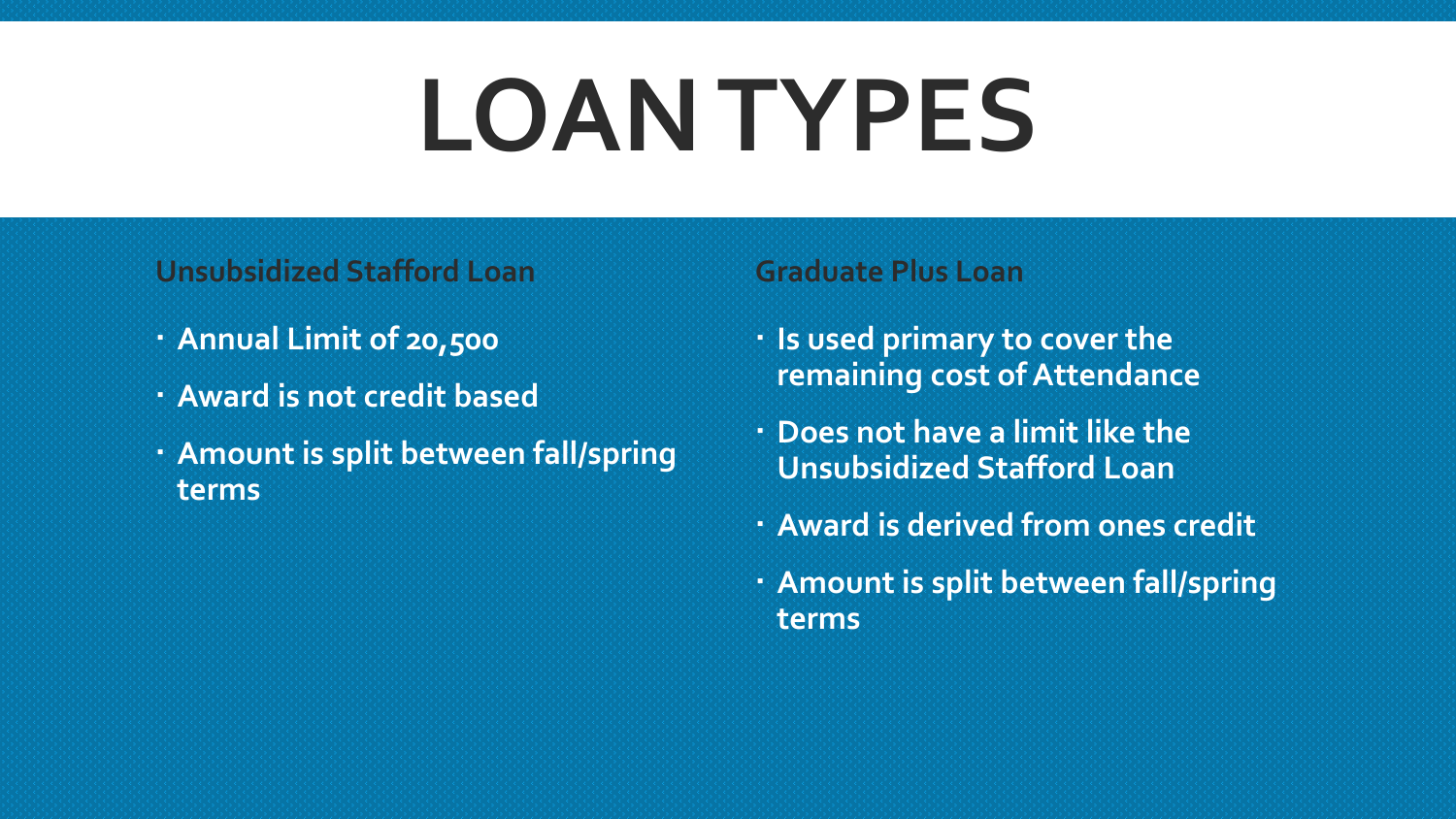# LOAN TYPES

### Unsubsidized Stafford Loan

- Annual Limit of 20,500
- Award is not credit based
- Amount is split between fall/spring terms

### Graduate Plus Loan

- Is used primary to cover the remaining cost of Attendance
- Does not have a limit like the Unsubsidized Stafford Loan
- Award is derived from ones credit
- Amount is split between fall/spring terms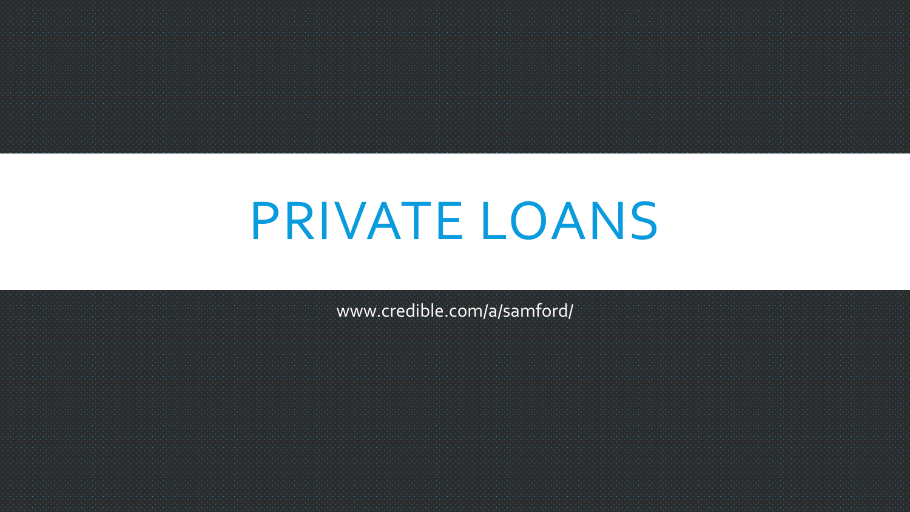# PRIVATE LOANS

www.credible.com/a/samford/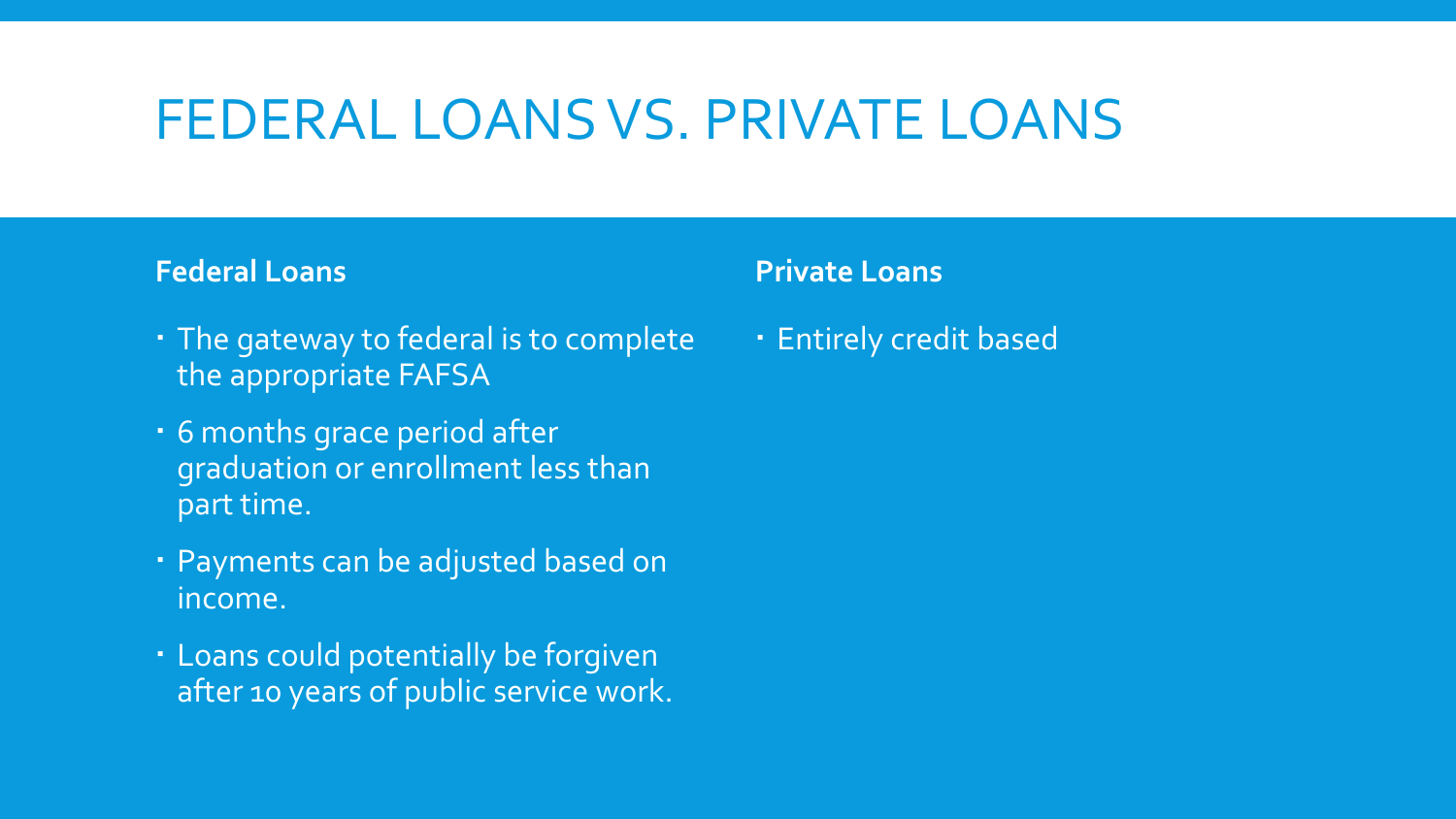# FEDERAL LOANS VS. PRIVATE LOANS

**Federal Loans**

- The gateway to federal is to complete the appropriate FAFSA
- 6 months grace period after graduation or enrollment less than part time.
- Payments can be adjusted based on income.
- Loans could potentially be forgiven after 10 years of public service work.

**Private Loans**

- Entirely credit based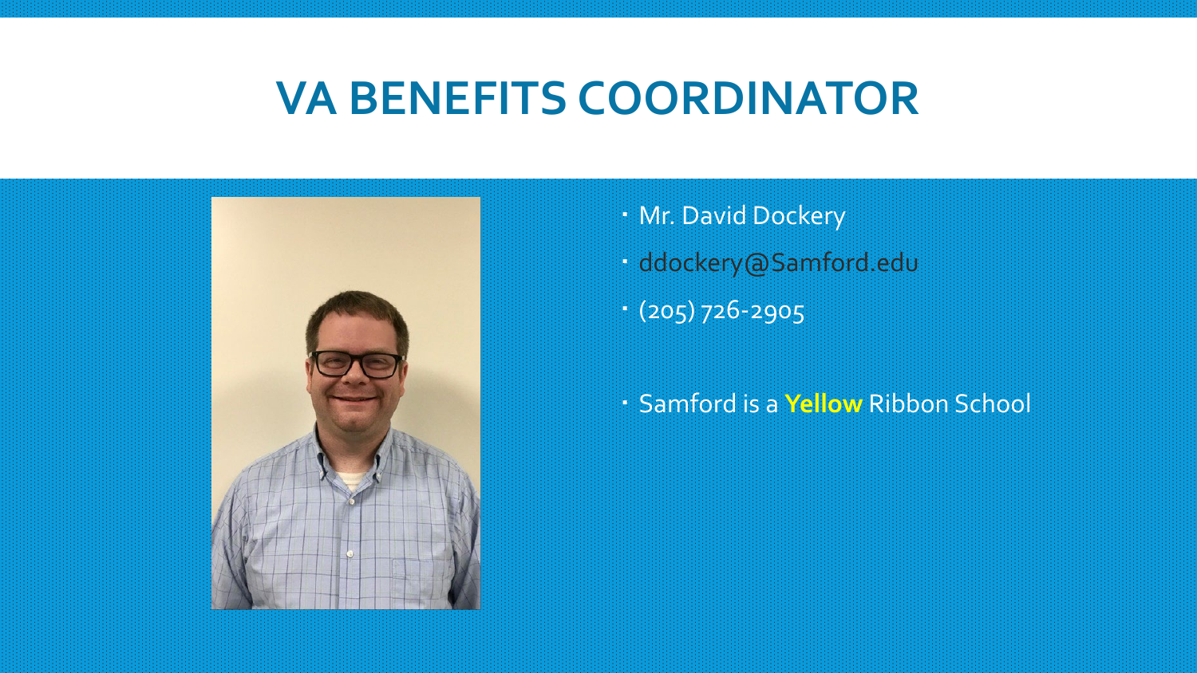# VA BENEFITS COORDINATOR

- Mr. David Dockery
- ddockery@Samford.edu
- (205) 726-2905

- Samford is a **Yellow** Ribbon School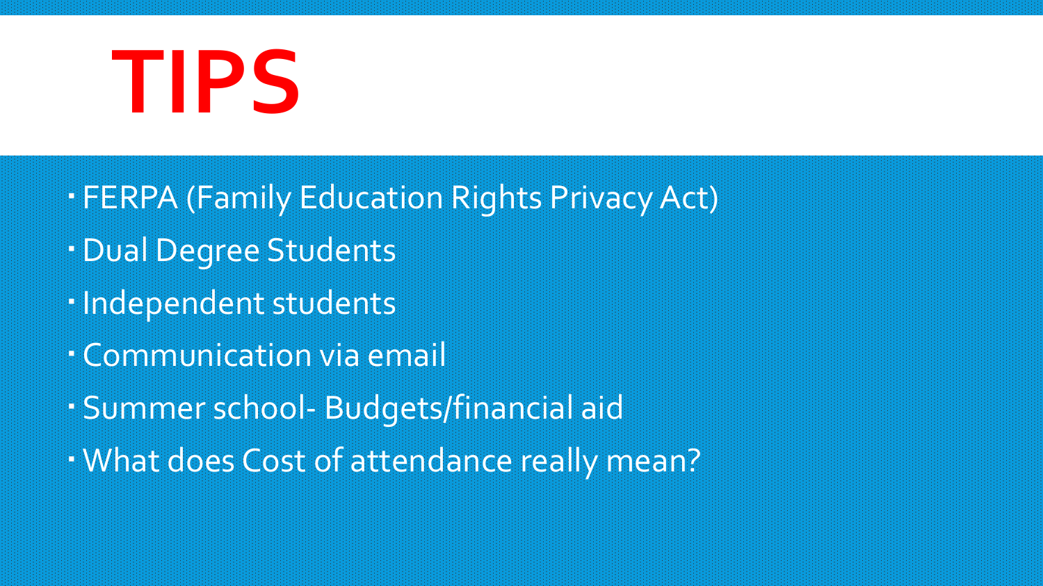# TIPS

- FERPA (Family Education Rights Privacy Act)
- Dual Degree Students
- Independent students
- Communication via email
- Summer school- Budgets/financial aid
- What does Cost of attendance really mean?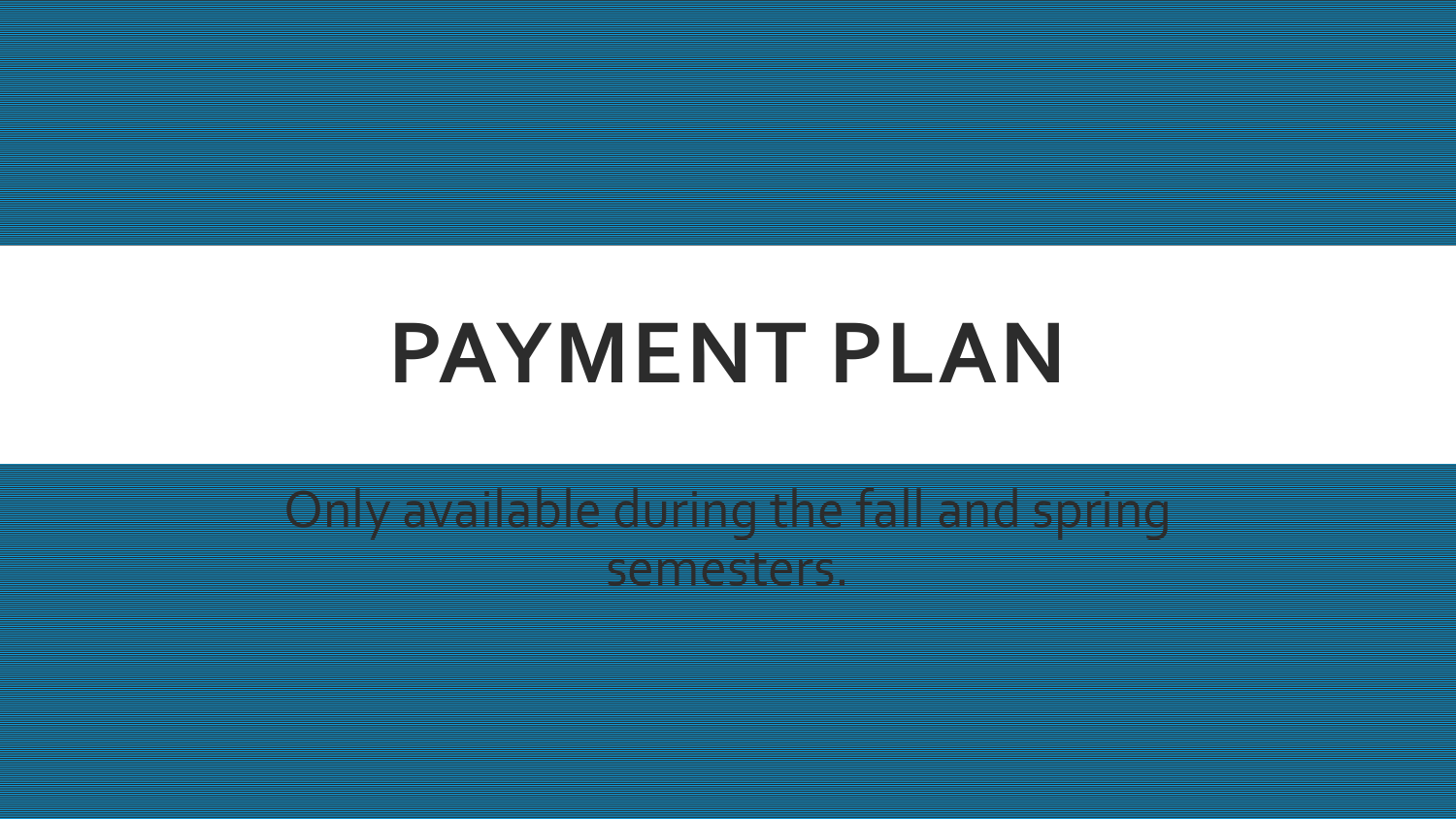# PAYMENT PLAN

Only available during the fall and spring semesters.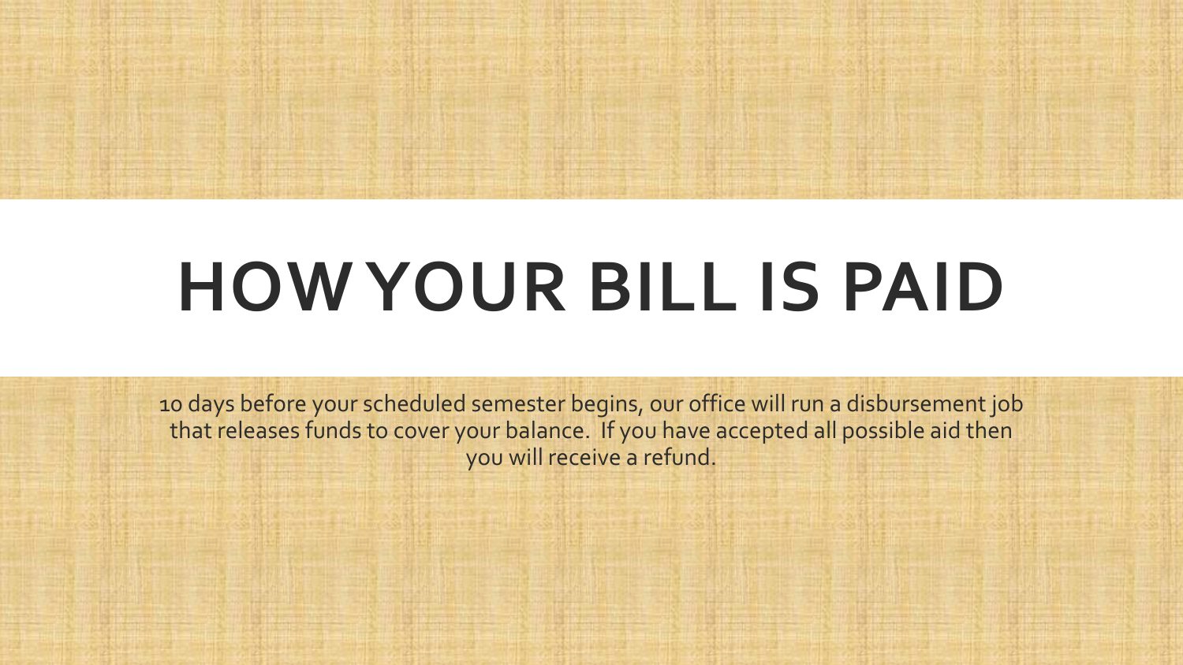# HOW YOUR BILL IS PAID

10 days before your scheduled semester begins, our office will run a disbursement job that releases funds to cover your balance. If you have accepted all possible aid then you will receive a refund.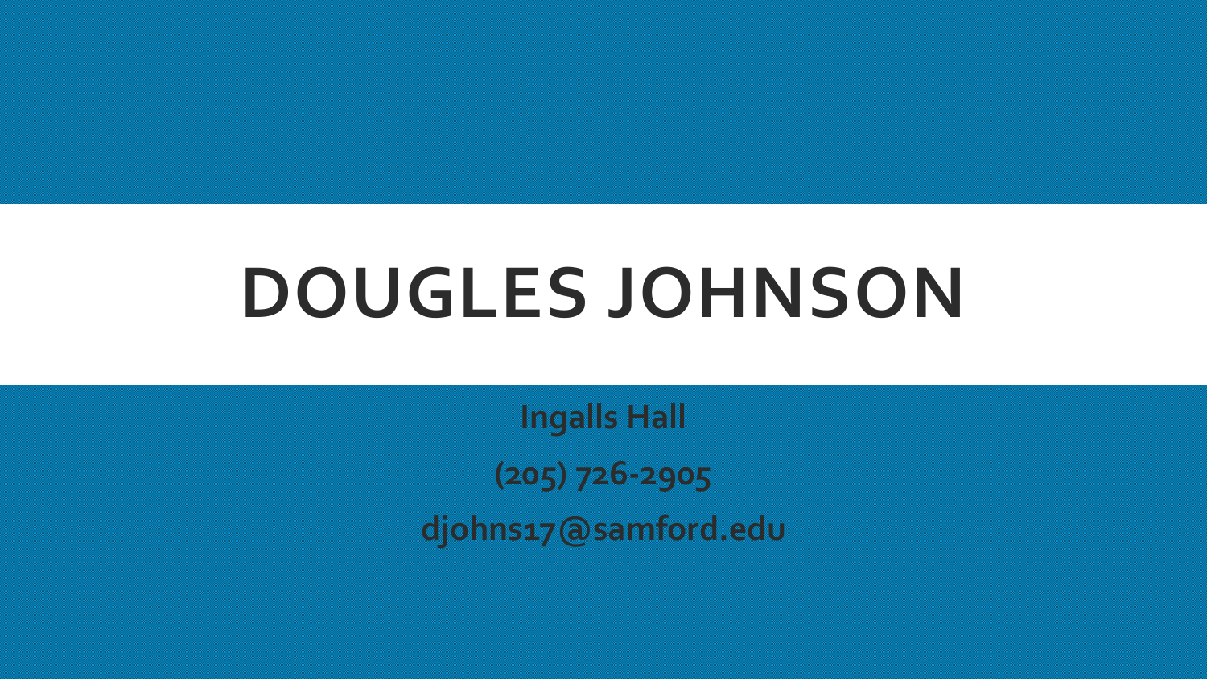# DOUGLES JOHNSON

**Ingalls Hall**

**(205) 726-2905**

**djohns17@samford.edu**